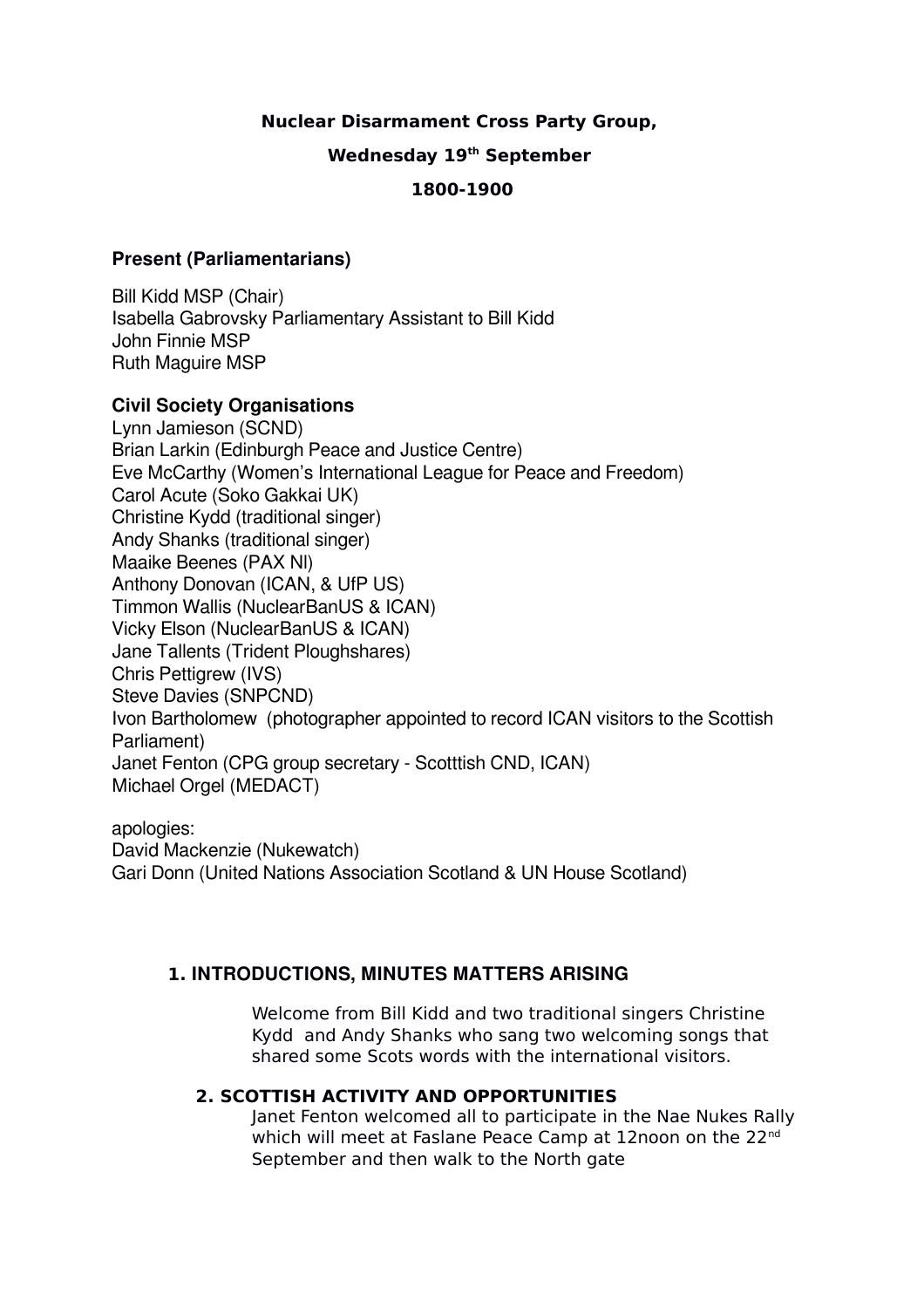**Nuclear Disarmament Cross Party Group,**

**Wednesday 19th September**

**1800-1900**

**Present (Parliamentarians)**

Bill Kidd MSP (Chair)
Isabella Gabrovsky Parliamentary Assistant to Bill Kidd
John Finnie MSP
Ruth Maguire MSP

**Civil Society Organisations**

Lynn Jamieson (SCND)
Brian Larkin (Edinburgh Peace and Justice Centre)
Eve McCarthy (Women's International League for Peace and Freedom)
Carol Acute (Soko Gakkai UK)
Christine Kydd (traditional singer)
Andy Shanks (traditional singer)
Maaike Beenes (PAX Nl)
Anthony Donovan (ICAN, & UfP US)
Timmon Wallis (NuclearBanUS & ICAN)
Vicky Elson (NuclearBanUS & ICAN)
Jane Tallents (Trident Ploughshares)
Chris Pettigrew (IVS)
Steve Davies (SNPCND)
Ivon Bartholomew (photographer appointed to record ICAN visitors to the Scottish Parliament)
Janet Fenton (CPG group secretary - Scotttish CND, ICAN)
Michael Orgel (MEDACT)

apologies:
David Mackenzie (Nukewatch)
Gari Donn (United Nations Association Scotland & UN House Scotland)

## 1. INTRODUCTIONS, MINUTES MATTERS ARISING

Welcome from Bill Kidd and two traditional singers Christine Kydd and Andy Shanks who sang two welcoming songs that shared some Scots words with the international visitors.

## 2. SCOTTISH ACTIVITY AND OPPORTUNITIES

Janet Fenton welcomed all to participate in the Nae Nukes Rally which will meet at Faslane Peace Camp at 12noon on the 22nd September and then walk to the North gate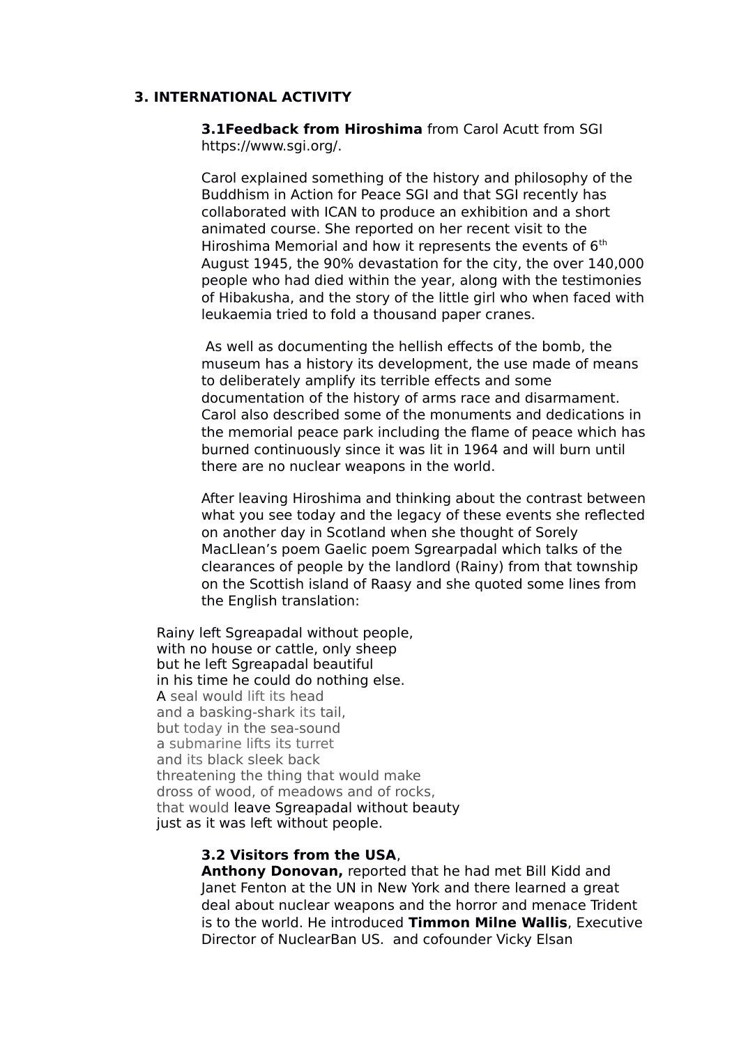## 3. INTERNATIONAL ACTIVITY

**3.1Feedback from Hiroshima** from Carol Acutt from SGI https://www.sgi.org/.

Carol explained something of the history and philosophy of the Buddhism in Action for Peace SGI and that SGI recently has collaborated with ICAN to produce an exhibition and a short animated course. She reported on her recent visit to the Hiroshima Memorial and how it represents the events of 6th August 1945, the 90% devastation for the city, the over 140,000 people who had died within the year, along with the testimonies of Hibakusha, and the story of the little girl who when faced with leukaemia tried to fold a thousand paper cranes.

As well as documenting the hellish effects of the bomb, the museum has a history its development, the use made of means to deliberately amplify its terrible effects and some documentation of the history of arms race and disarmament. Carol also described some of the monuments and dedications in the memorial peace park including the flame of peace which has burned continuously since it was lit in 1964 and will burn until there are no nuclear weapons in the world.

After leaving Hiroshima and thinking about the contrast between what you see today and the legacy of these events she reflected on another day in Scotland when she thought of Sorely MacLlean's poem Gaelic poem Sgrearpadal which talks of the clearances of people by the landlord (Rainy) from that township on the Scottish island of Raasy and she quoted some lines from the English translation:

Rainy left Sgreapadal without people,
with no house or cattle, only sheep
but he left Sgreapadal beautiful
in his time he could do nothing else.
A seal would lift its head
and a basking-shark its tail,
but today in the sea-sound
a submarine lifts its turret
and its black sleek back
threatening the thing that would make
dross of wood, of meadows and of rocks,
that would leave Sgreapadal without beauty
just as it was left without people.

**3.2 Visitors from the USA**,
**Anthony Donovan,** reported that he had met Bill Kidd and Janet Fenton at the UN in New York and there learned a great deal about nuclear weapons and the horror and menace Trident is to the world. He introduced **Timmon Milne Wallis**, Executive Director of NuclearBan US. and cofounder Vicky Elsan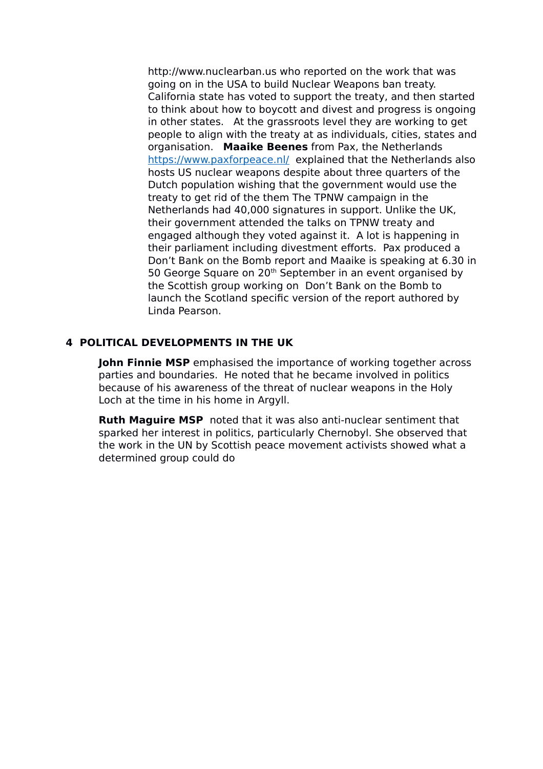http://www.nuclearban.us who reported on the work that was going on in the USA to build Nuclear Weapons ban treaty. California state has voted to support the treaty, and then started to think about how to boycott and divest and progress is ongoing in other states. At the grassroots level they are working to get people to align with the treaty at as individuals, cities, states and organisation. **Maaike Beenes** from Pax, the Netherlands https://www.paxforpeace.nl/ explained that the Netherlands also hosts US nuclear weapons despite about three quarters of the Dutch population wishing that the government would use the treaty to get rid of the them The TPNW campaign in the Netherlands had 40,000 signatures in support. Unlike the UK, their government attended the talks on TPNW treaty and engaged although they voted against it. A lot is happening in their parliament including divestment efforts. Pax produced a Don't Bank on the Bomb report and Maaike is speaking at 6.30 in 50 George Square on 20th September in an event organised by the Scottish group working on Don't Bank on the Bomb to launch the Scotland specific version of the report authored by Linda Pearson.

## 4 POLITICAL DEVELOPMENTS IN THE UK

**John Finnie MSP** emphasised the importance of working together across parties and boundaries. He noted that he became involved in politics because of his awareness of the threat of nuclear weapons in the Holy Loch at the time in his home in Argyll.

**Ruth Maguire MSP** noted that it was also anti-nuclear sentiment that sparked her interest in politics, particularly Chernobyl. She observed that the work in the UN by Scottish peace movement activists showed what a determined group could do